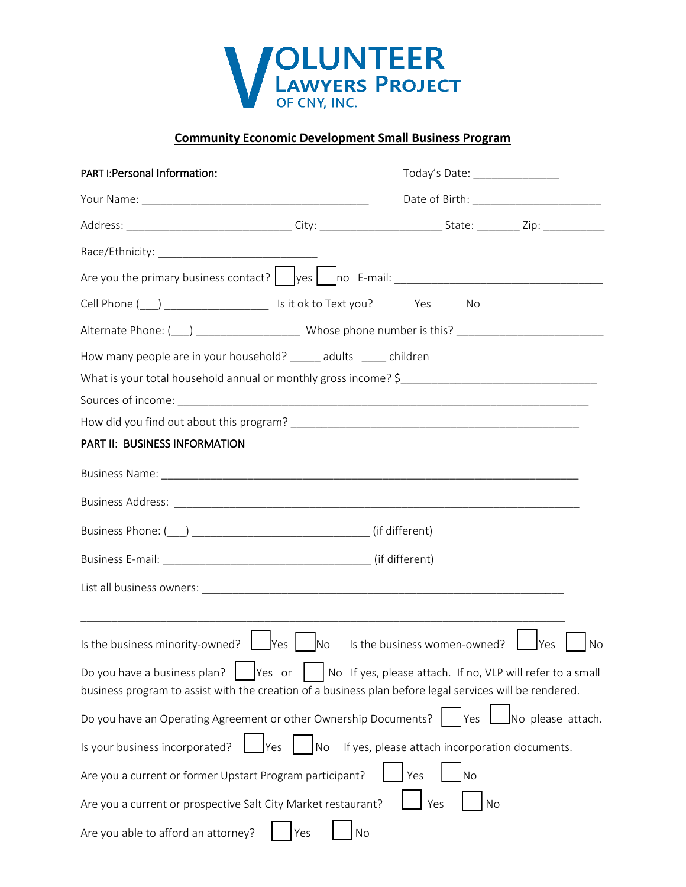# VOLUNTEER LAWYERS PROJECT OF CNY, INC.

## Community Economic Development Small Business Program

PART I: Personal Information: Today's Date: ______________

Your Name: ______________________________________ Date of Birth: _____________________

Address: ___________________________ City: ____________________ State: _______ Zip: __________

Race/Ethnicity: __________________________

Are you the primary business contact? ☐ yes ☐ no E-mail: ___________________________________

Cell Phone (___) _________________ Is it ok to Text you? Yes No

Alternate Phone: (___) _________________ Whose phone number is this? _______________________

How many people are in your household? _____ adults ____ children

What is your total household annual or monthly gross income? $_______________________________

Sources of income: _____________________________________________________________________

How did you find out about this program? ________________________________________________

PART II: BUSINESS INFORMATION

Business Name: _______________________________________________________________________

Business Address: _____________________________________________________________________

Business Phone: (___) _____________________________ (if different)

Business E-mail: ___________________________________ (if different)

List all business owners: ______________________________________________________________

_______________________________________________________________________________________

Is the business minority-owned? ☐ Yes ☐ No Is the business women-owned? ☐ Yes ☐ No

Do you have a business plan? ☐ Yes or ☐ No If yes, please attach. If no, VLP will refer to a small business program to assist with the creation of a business plan before legal services will be rendered.

Do you have an Operating Agreement or other Ownership Documents? ☐ Yes ☐ No please attach.

Is your business incorporated? ☐ Yes ☐ No If yes, please attach incorporation documents.

Are you a current or former Upstart Program participant? ☐ Yes ☐ No

Are you a current or prospective Salt City Market restaurant? ☐ Yes ☐ No

Are you able to afford an attorney? ☐ Yes ☐ No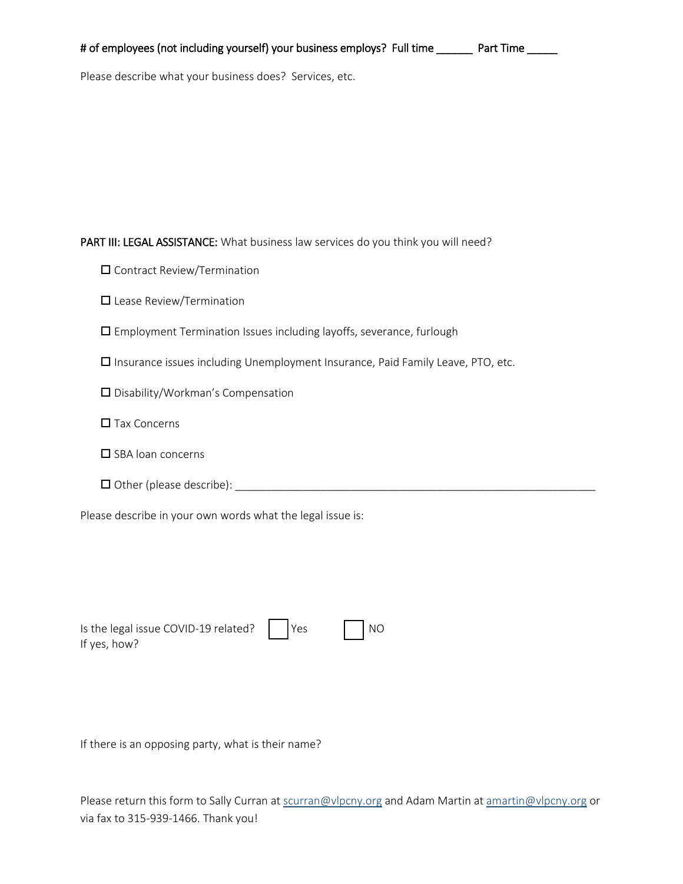**# of employees (not including yourself) your business employs? Full time ______ Part Time _____**

Please describe what your business does? Services, etc.

**PART III: LEGAL ASSISTANCE:** What business law services do you think you will need?

- ☐ Contract Review/Termination
- ☐ Lease Review/Termination
- ☐ Employment Termination Issues including layoffs, severance, furlough
- ☐ Insurance issues including Unemployment Insurance, Paid Family Leave, PTO, etc.
- ☐ Disability/Workman's Compensation
- ☐ Tax Concerns
- ☐ SBA loan concerns
- ☐ Other (please describe): ______________________________________________________________

Please describe in your own words what the legal issue is:

Is the legal issue COVID-19 related? ☐ Yes ☐ NO
If yes, how?

If there is an opposing party, what is their name?

Please return this form to Sally Curran at scurran@vlpcny.org and Adam Martin at amartin@vlpcny.org or via fax to 315-939-1466. Thank you!